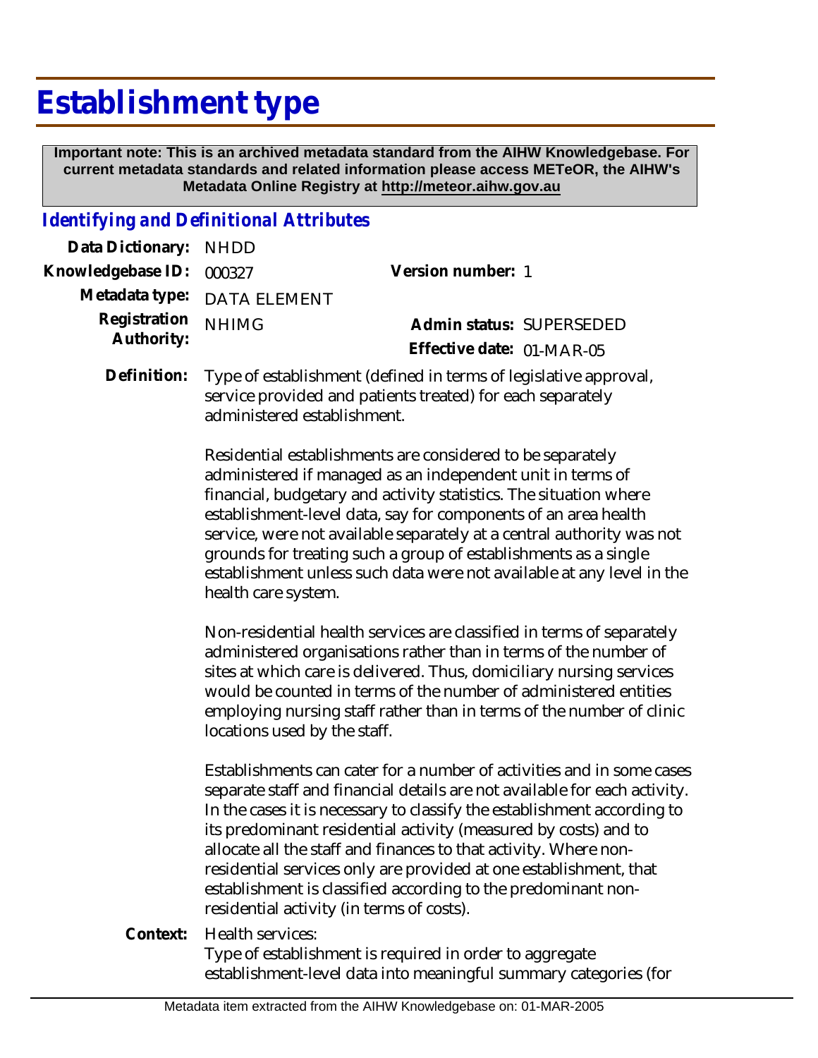# Establishment type

**Important note: This is an archived metadata standard from the AIHW Knowledgebase. For current metadata standards and related information please access METeOR, the AIHW's Metadata Online Registry at http://meteor.aihw.gov.au**

## *Identifying and Definitional Attributes*

**Data Dictionary:** NHDD

**Knowledgebase ID:** 000327

**Version number:** 1

**Metadata type:** DATA ELEMENT

**Registration Authority:** NHIMG

**Admin status:** SUPERSEDED

**Effective date:** 01-MAR-05

**Definition:** Type of establishment (defined in terms of legislative approval, service provided and patients treated) for each separately administered establishment.

Residential establishments are considered to be separately administered if managed as an independent unit in terms of financial, budgetary and activity statistics. The situation where establishment-level data, say for components of an area health service, were not available separately at a central authority was not grounds for treating such a group of establishments as a single establishment unless such data were not available at any level in the health care system.

Non-residential health services are classified in terms of separately administered organisations rather than in terms of the number of sites at which care is delivered. Thus, domiciliary nursing services would be counted in terms of the number of administered entities employing nursing staff rather than in terms of the number of clinic locations used by the staff.

Establishments can cater for a number of activities and in some cases separate staff and financial details are not available for each activity. In the cases it is necessary to classify the establishment according to its predominant residential activity (measured by costs) and to allocate all the staff and finances to that activity. Where non-residential services only are provided at one establishment, that establishment is classified according to the predominant non-residential activity (in terms of costs).

**Context:** Health services:
Type of establishment is required in order to aggregate establishment-level data into meaningful summary categories (for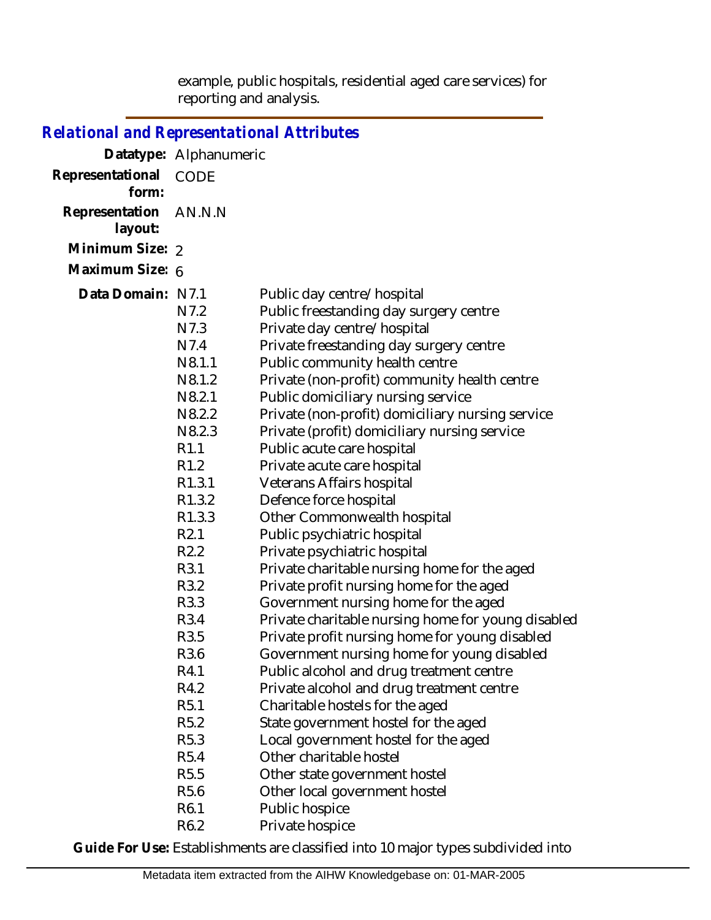example, public hospitals, residential aged care services) for reporting and analysis.

## Relational and Representational Attributes

**Datatype:** Alphanumeric

**Representational form:** CODE

**Representation layout:** AN.N.N

**Minimum Size:** 2

**Maximum Size:** 6

**Data Domain:**

| Code | Description |
|---|---|
| N7.1 | Public day centre/hospital |
| N7.2 | Public freestanding day surgery centre |
| N7.3 | Private day centre/hospital |
| N7.4 | Private freestanding day surgery centre |
| N8.1.1 | Public community health centre |
| N8.1.2 | Private (non-profit) community health centre |
| N8.2.1 | Public domiciliary nursing service |
| N8.2.2 | Private (non-profit) domiciliary nursing service |
| N8.2.3 | Private (profit) domiciliary nursing service |
| R1.1 | Public acute care hospital |
| R1.2 | Private acute care hospital |
| R1.3.1 | Veterans Affairs hospital |
| R1.3.2 | Defence force hospital |
| R1.3.3 | Other Commonwealth hospital |
| R2.1 | Public psychiatric hospital |
| R2.2 | Private psychiatric hospital |
| R3.1 | Private charitable nursing home for the aged |
| R3.2 | Private profit nursing home for the aged |
| R3.3 | Government nursing home for the aged |
| R3.4 | Private charitable nursing home for young disabled |
| R3.5 | Private profit nursing home for young disabled |
| R3.6 | Government nursing home for young disabled |
| R4.1 | Public alcohol and drug treatment centre |
| R4.2 | Private alcohol and drug treatment centre |
| R5.1 | Charitable hostels for the aged |
| R5.2 | State government hostel for the aged |
| R5.3 | Local government hostel for the aged |
| R5.4 | Other charitable hostel |
| R5.5 | Other state government hostel |
| R5.6 | Other local government hostel |
| R6.1 | Public hospice |
| R6.2 | Private hospice |

**Guide For Use:** Establishments are classified into 10 major types subdivided into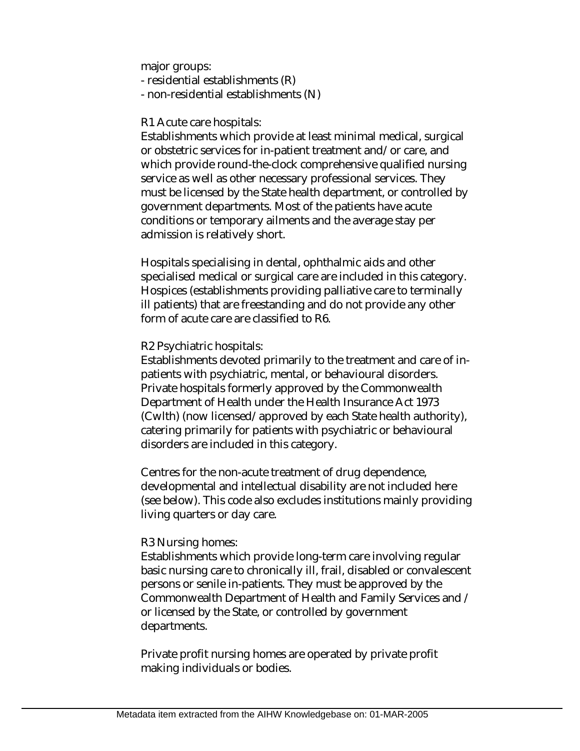major groups:
- residential establishments (R)
- non-residential establishments (N)

R1 Acute care hospitals:
Establishments which provide at least minimal medical, surgical or obstetric services for in-patient treatment and/or care, and which provide round-the-clock comprehensive qualified nursing service as well as other necessary professional services. They must be licensed by the State health department, or controlled by government departments. Most of the patients have acute conditions or temporary ailments and the average stay per admission is relatively short.

Hospitals specialising in dental, ophthalmic aids and other specialised medical or surgical care are included in this category. Hospices (establishments providing palliative care to terminally ill patients) that are freestanding and do not provide any other form of acute care are classified to R6.

R2 Psychiatric hospitals:
Establishments devoted primarily to the treatment and care of in-patients with psychiatric, mental, or behavioural disorders. Private hospitals formerly approved by the Commonwealth Department of Health under the Health Insurance Act 1973 (Cwlth) (now licensed/approved by each State health authority), catering primarily for patients with psychiatric or behavioural disorders are included in this category.

Centres for the non-acute treatment of drug dependence, developmental and intellectual disability are not included here (see below). This code also excludes institutions mainly providing living quarters or day care.

R3 Nursing homes:
Establishments which provide long-term care involving regular basic nursing care to chronically ill, frail, disabled or convalescent persons or senile in-patients. They must be approved by the Commonwealth Department of Health and Family Services and / or licensed by the State, or controlled by government departments.

Private profit nursing homes are operated by private profit making individuals or bodies.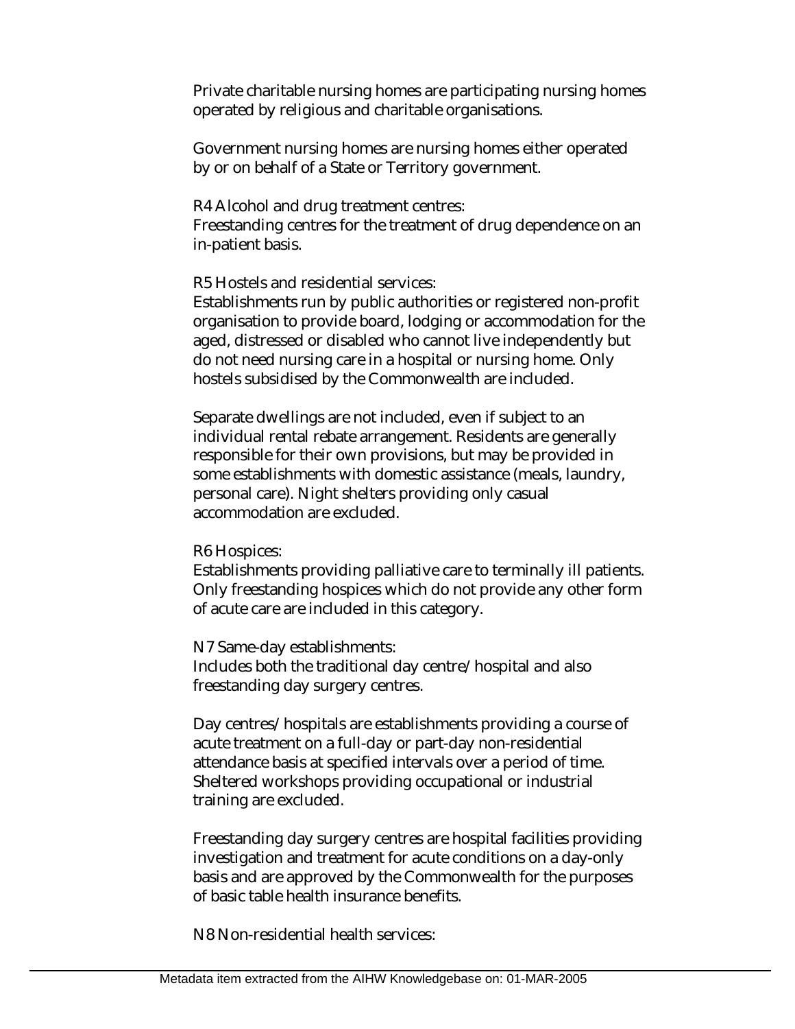Private charitable nursing homes are participating nursing homes operated by religious and charitable organisations.

Government nursing homes are nursing homes either operated by or on behalf of a State or Territory government.

R4 Alcohol and drug treatment centres:
Freestanding centres for the treatment of drug dependence on an in-patient basis.

R5 Hostels and residential services:
Establishments run by public authorities or registered non-profit organisation to provide board, lodging or accommodation for the aged, distressed or disabled who cannot live independently but do not need nursing care in a hospital or nursing home. Only hostels subsidised by the Commonwealth are included.

Separate dwellings are not included, even if subject to an individual rental rebate arrangement. Residents are generally responsible for their own provisions, but may be provided in some establishments with domestic assistance (meals, laundry, personal care). Night shelters providing only casual accommodation are excluded.

R6 Hospices:
Establishments providing palliative care to terminally ill patients. Only freestanding hospices which do not provide any other form of acute care are included in this category.

N7 Same-day establishments:
Includes both the traditional day centre/hospital and also freestanding day surgery centres.

Day centres/hospitals are establishments providing a course of acute treatment on a full-day or part-day non-residential attendance basis at specified intervals over a period of time. Sheltered workshops providing occupational or industrial training are excluded.

Freestanding day surgery centres are hospital facilities providing investigation and treatment for acute conditions on a day-only basis and are approved by the Commonwealth for the purposes of basic table health insurance benefits.

N8 Non-residential health services: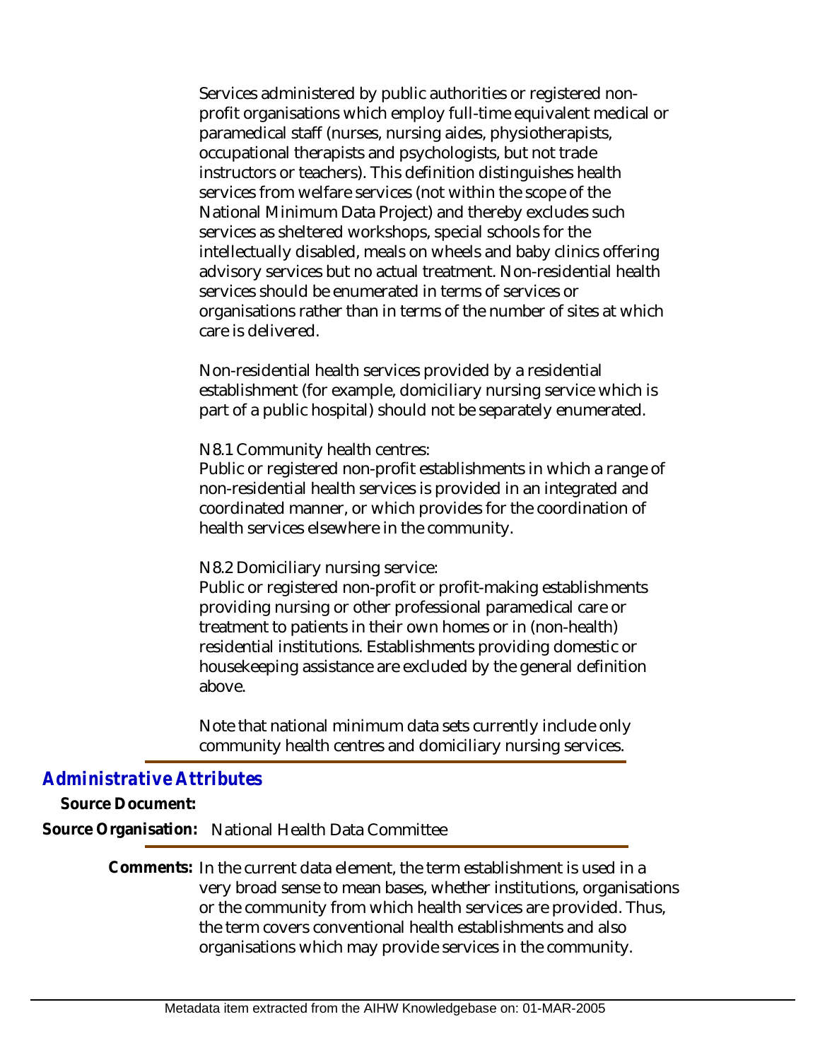Services administered by public authorities or registered non-profit organisations which employ full-time equivalent medical or paramedical staff (nurses, nursing aides, physiotherapists, occupational therapists and psychologists, but not trade instructors or teachers). This definition distinguishes health services from welfare services (not within the scope of the National Minimum Data Project) and thereby excludes such services as sheltered workshops, special schools for the intellectually disabled, meals on wheels and baby clinics offering advisory services but no actual treatment. Non-residential health services should be enumerated in terms of services or organisations rather than in terms of the number of sites at which care is delivered.

Non-residential health services provided by a residential establishment (for example, domiciliary nursing service which is part of a public hospital) should not be separately enumerated.

N8.1 Community health centres:
Public or registered non-profit establishments in which a range of non-residential health services is provided in an integrated and coordinated manner, or which provides for the coordination of health services elsewhere in the community.

N8.2 Domiciliary nursing service:
Public or registered non-profit or profit-making establishments providing nursing or other professional paramedical care or treatment to patients in their own homes or in (non-health) residential institutions. Establishments providing domestic or housekeeping assistance are excluded by the general definition above.

Note that national minimum data sets currently include only community health centres and domiciliary nursing services.

## Administrative Attributes

**Source Document:**

**Source Organisation:** National Health Data Committee

**Comments:** In the current data element, the term establishment is used in a very broad sense to mean bases, whether institutions, organisations or the community from which health services are provided. Thus, the term covers conventional health establishments and also organisations which may provide services in the community.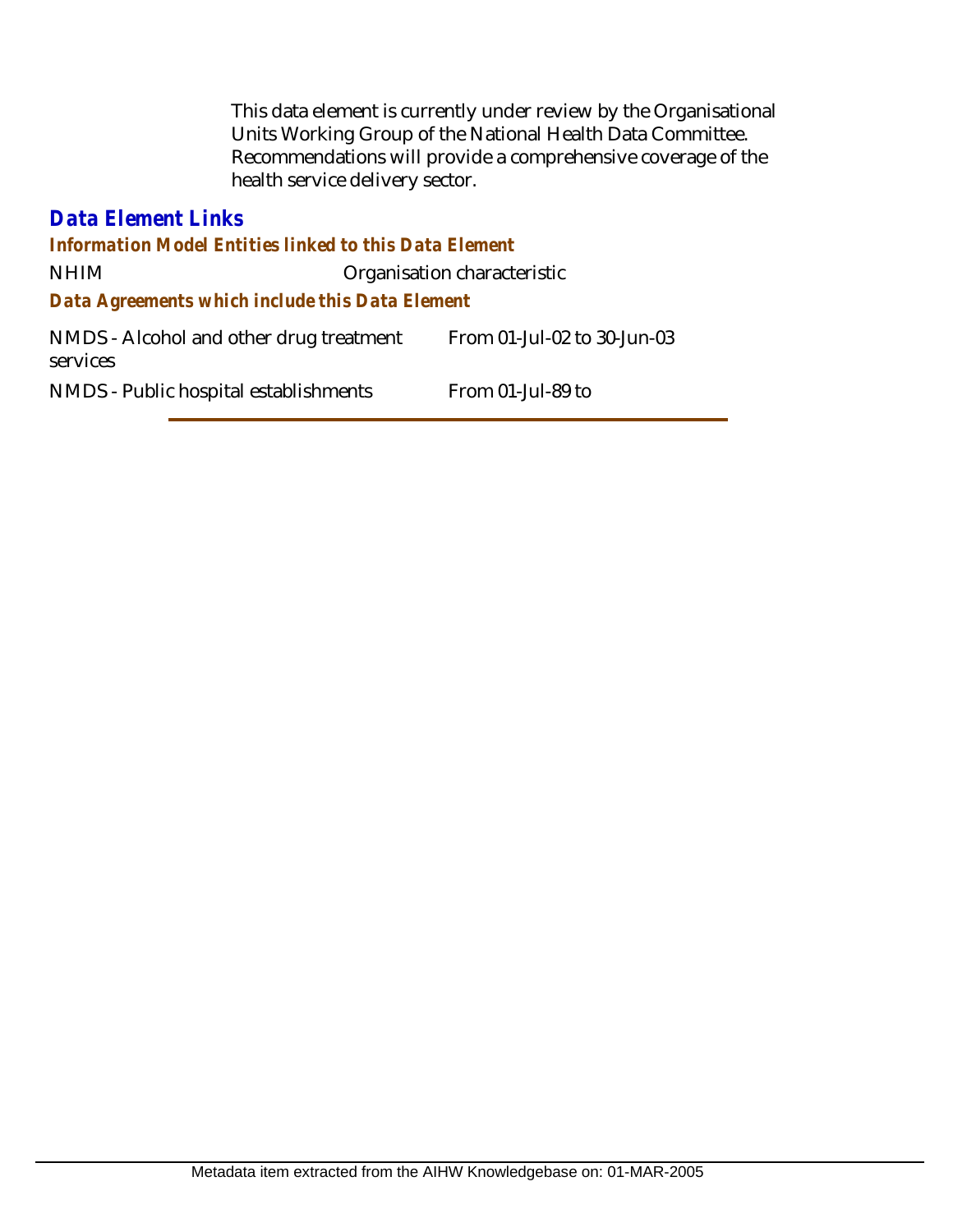This data element is currently under review by the Organisational Units Working Group of the National Health Data Committee. Recommendations will provide a comprehensive coverage of the health service delivery sector.

## Data Element Links

### Information Model Entities linked to this Data Element

| | |
|---|---|
| NHIM | Organisation characteristic |

### Data Agreements which include this Data Element

| | |
|---|---|
| NMDS - Alcohol and other drug treatment services | From 01-Jul-02 to 30-Jun-03 |
| NMDS - Public hospital establishments | From 01-Jul-89 to |

Metadata item extracted from the AIHW Knowledgebase on: 01-MAR-2005